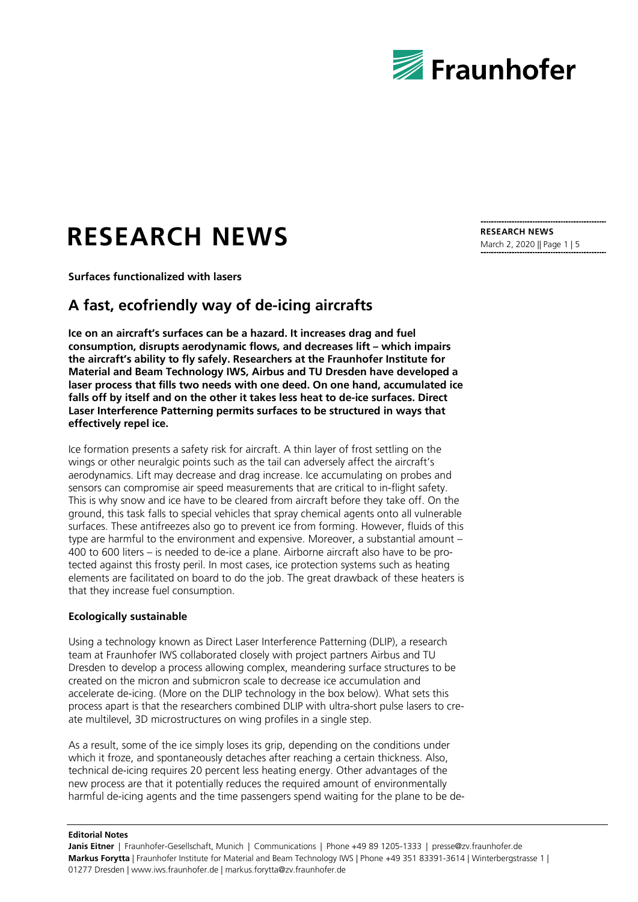# RESEARCH NEWS

**Surfaces functionalized with lasers**

## A fast, ecofriendly way of de-icing aircrafts

**Ice on an aircraft's surfaces can be a hazard. It increases drag and fuel consumption, disrupts aerodynamic flows, and decreases lift – which impairs the aircraft's ability to fly safely. Researchers at the Fraunhofer Institute for Material and Beam Technology IWS, Airbus and TU Dresden have developed a laser process that fills two needs with one deed. On one hand, accumulated ice falls off by itself and on the other it takes less heat to de-ice surfaces. Direct Laser Interference Patterning permits surfaces to be structured in ways that effectively repel ice.**

Ice formation presents a safety risk for aircraft. A thin layer of frost settling on the wings or other neuralgic points such as the tail can adversely affect the aircraft's aerodynamics. Lift may decrease and drag increase. Ice accumulating on probes and sensors can compromise air speed measurements that are critical to in-flight safety. This is why snow and ice have to be cleared from aircraft before they take off. On the ground, this task falls to special vehicles that spray chemical agents onto all vulnerable surfaces. These antifreezes also go to prevent ice from forming. However, fluids of this type are harmful to the environment and expensive. Moreover, a substantial amount – 400 to 600 liters – is needed to de-ice a plane. Airborne aircraft also have to be protected against this frosty peril. In most cases, ice protection systems such as heating elements are facilitated on board to do the job. The great drawback of these heaters is that they increase fuel consumption.

### Ecologically sustainable

Using a technology known as Direct Laser Interference Patterning (DLIP), a research team at Fraunhofer IWS collaborated closely with project partners Airbus and TU Dresden to develop a process allowing complex, meandering surface structures to be created on the micron and submicron scale to decrease ice accumulation and accelerate de-icing. (More on the DLIP technology in the box below). What sets this process apart is that the researchers combined DLIP with ultra-short pulse lasers to create multilevel, 3D microstructures on wing profiles in a single step.

As a result, some of the ice simply loses its grip, depending on the conditions under which it froze, and spontaneously detaches after reaching a certain thickness. Also, technical de-icing requires 20 percent less heating energy. Other advantages of the new process are that it potentially reduces the required amount of environmentally harmful de-icing agents and the time passengers spend waiting for the plane to be de-

**Editorial Notes**

**Janis Eitner** | Fraunhofer-Gesellschaft, Munich | Communications | Phone +49 89 1205-1333 | presse@zv.fraunhofer.de
**Markus Forytta** | Fraunhofer Institute for Material and Beam Technology IWS | Phone +49 351 83391-3614 | Winterbergstrasse 1 | 01277 Dresden | www.iws.fraunhofer.de | markus.forytta@zv.fraunhofer.de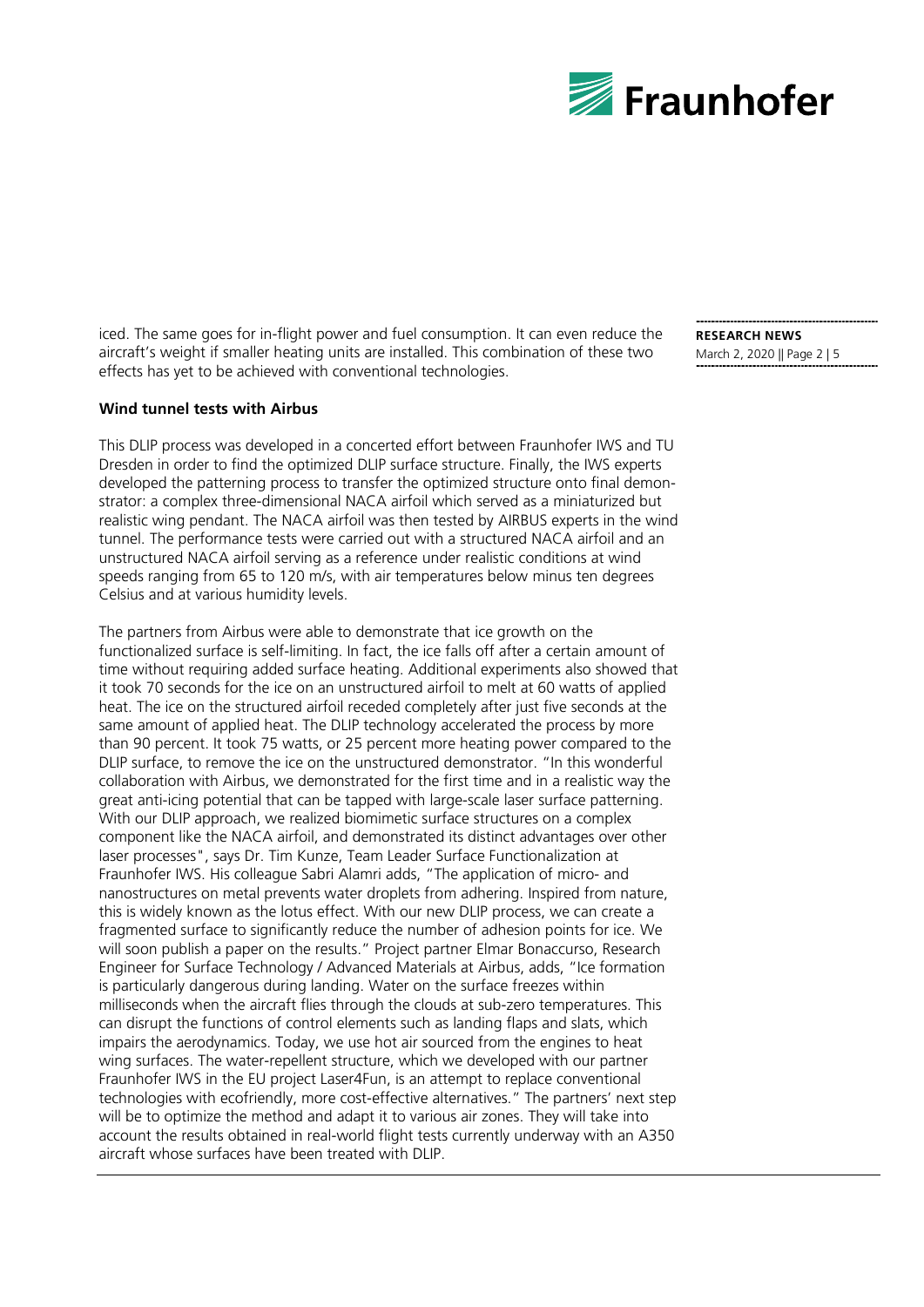iced. The same goes for in-flight power and fuel consumption. It can even reduce the aircraft's weight if smaller heating units are installed. This combination of these two effects has yet to be achieved with conventional technologies.

**Wind tunnel tests with Airbus**

This DLIP process was developed in a concerted effort between Fraunhofer IWS and TU Dresden in order to find the optimized DLIP surface structure. Finally, the IWS experts developed the patterning process to transfer the optimized structure onto final demonstrator: a complex three-dimensional NACA airfoil which served as a miniaturized but realistic wing pendant. The NACA airfoil was then tested by AIRBUS experts in the wind tunnel. The performance tests were carried out with a structured NACA airfoil and an unstructured NACA airfoil serving as a reference under realistic conditions at wind speeds ranging from 65 to 120 m/s, with air temperatures below minus ten degrees Celsius and at various humidity levels.

The partners from Airbus were able to demonstrate that ice growth on the functionalized surface is self-limiting. In fact, the ice falls off after a certain amount of time without requiring added surface heating. Additional experiments also showed that it took 70 seconds for the ice on an unstructured airfoil to melt at 60 watts of applied heat. The ice on the structured airfoil receded completely after just five seconds at the same amount of applied heat. The DLIP technology accelerated the process by more than 90 percent. It took 75 watts, or 25 percent more heating power compared to the DLIP surface, to remove the ice on the unstructured demonstrator. "In this wonderful collaboration with Airbus, we demonstrated for the first time and in a realistic way the great anti-icing potential that can be tapped with large-scale laser surface patterning. With our DLIP approach, we realized biomimetic surface structures on a complex component like the NACA airfoil, and demonstrated its distinct advantages over other laser processes", says Dr. Tim Kunze, Team Leader Surface Functionalization at Fraunhofer IWS. His colleague Sabri Alamri adds, "The application of micro- and nanostructures on metal prevents water droplets from adhering. Inspired from nature, this is widely known as the lotus effect. With our new DLIP process, we can create a fragmented surface to significantly reduce the number of adhesion points for ice. We will soon publish a paper on the results." Project partner Elmar Bonaccurso, Research Engineer for Surface Technology / Advanced Materials at Airbus, adds, "Ice formation is particularly dangerous during landing. Water on the surface freezes within milliseconds when the aircraft flies through the clouds at sub-zero temperatures. This can disrupt the functions of control elements such as landing flaps and slats, which impairs the aerodynamics. Today, we use hot air sourced from the engines to heat wing surfaces. The water-repellent structure, which we developed with our partner Fraunhofer IWS in the EU project Laser4Fun, is an attempt to replace conventional technologies with ecofriendly, more cost-effective alternatives." The partners' next step will be to optimize the method and adapt it to various air zones. They will take into account the results obtained in real-world flight tests currently underway with an A350 aircraft whose surfaces have been treated with DLIP.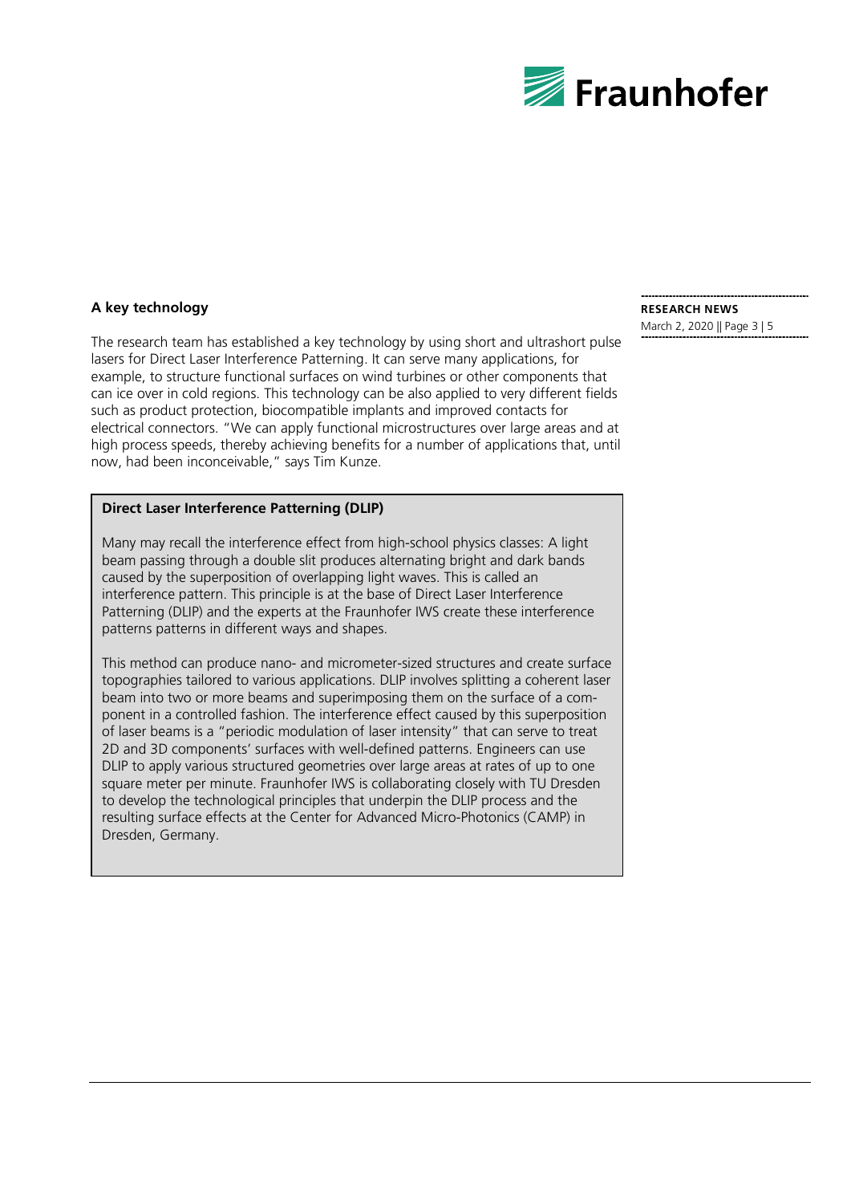### A key technology

The research team has established a key technology by using short and ultrashort pulse lasers for Direct Laser Interference Patterning. It can serve many applications, for example, to structure functional surfaces on wind turbines or other components that can ice over in cold regions. This technology can be also applied to very different fields such as product protection, biocompatible implants and improved contacts for electrical connectors. "We can apply functional microstructures over large areas and at high process speeds, thereby achieving benefits for a number of applications that, until now, had been inconceivable," says Tim Kunze.

### Direct Laser Interference Patterning (DLIP)

Many may recall the interference effect from high-school physics classes: A light beam passing through a double slit produces alternating bright and dark bands caused by the superposition of overlapping light waves. This is called an interference pattern. This principle is at the base of Direct Laser Interference Patterning (DLIP) and the experts at the Fraunhofer IWS create these interference patterns patterns in different ways and shapes.

This method can produce nano- and micrometer-sized structures and create surface topographies tailored to various applications. DLIP involves splitting a coherent laser beam into two or more beams and superimposing them on the surface of a component in a controlled fashion. The interference effect caused by this superposition of laser beams is a "periodic modulation of laser intensity" that can serve to treat 2D and 3D components' surfaces with well-defined patterns. Engineers can use DLIP to apply various structured geometries over large areas at rates of up to one square meter per minute. Fraunhofer IWS is collaborating closely with TU Dresden to develop the technological principles that underpin the DLIP process and the resulting surface effects at the Center for Advanced Micro-Photonics (CAMP) in Dresden, Germany.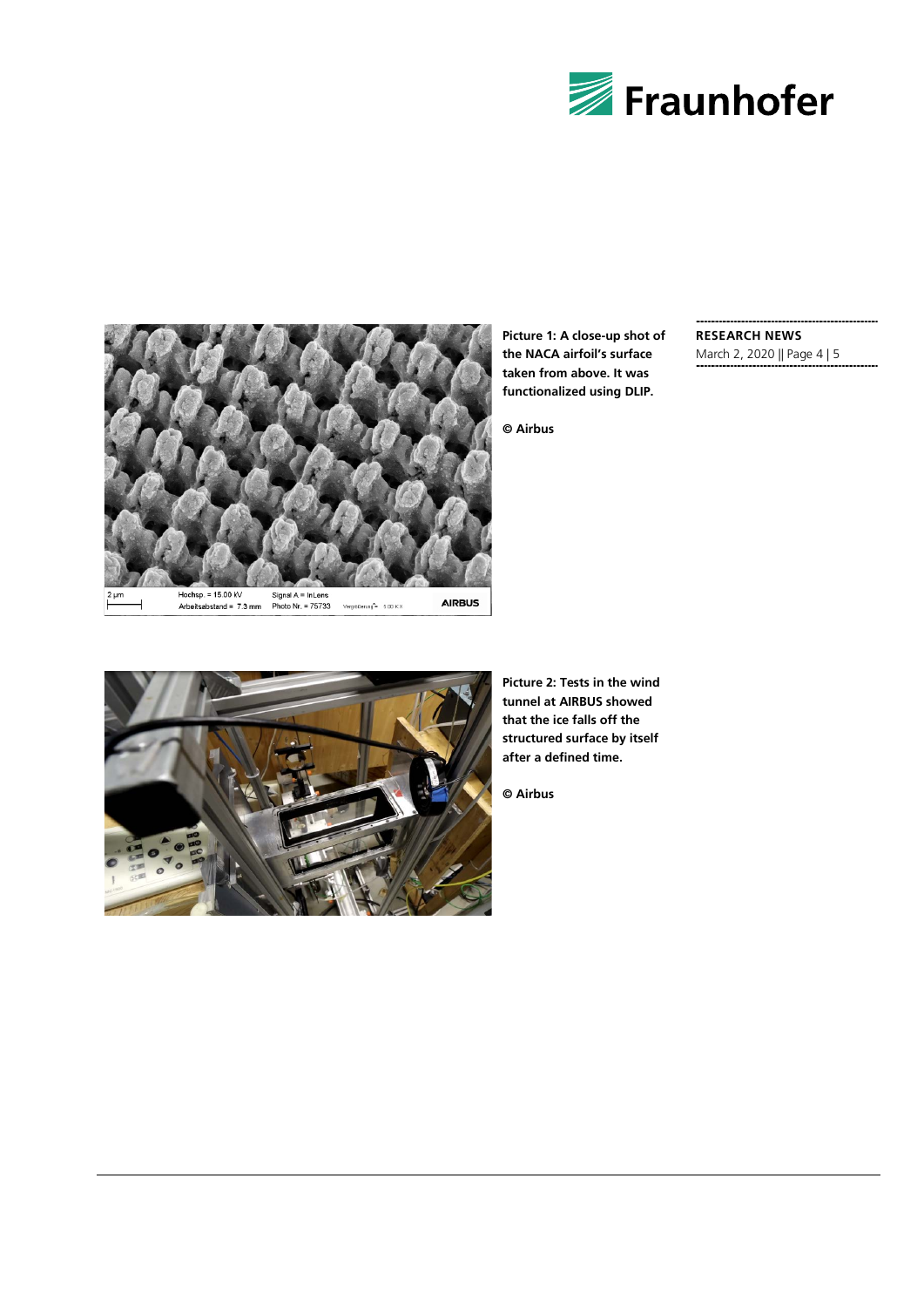**Picture 1: A close-up shot of the NACA airfoil's surface taken from above. It was functionalized using DLIP.**

**© Airbus**

**Picture 2: Tests in the wind tunnel at AIRBUS showed that the ice falls off the structured surface by itself after a defined time.**

**© Airbus**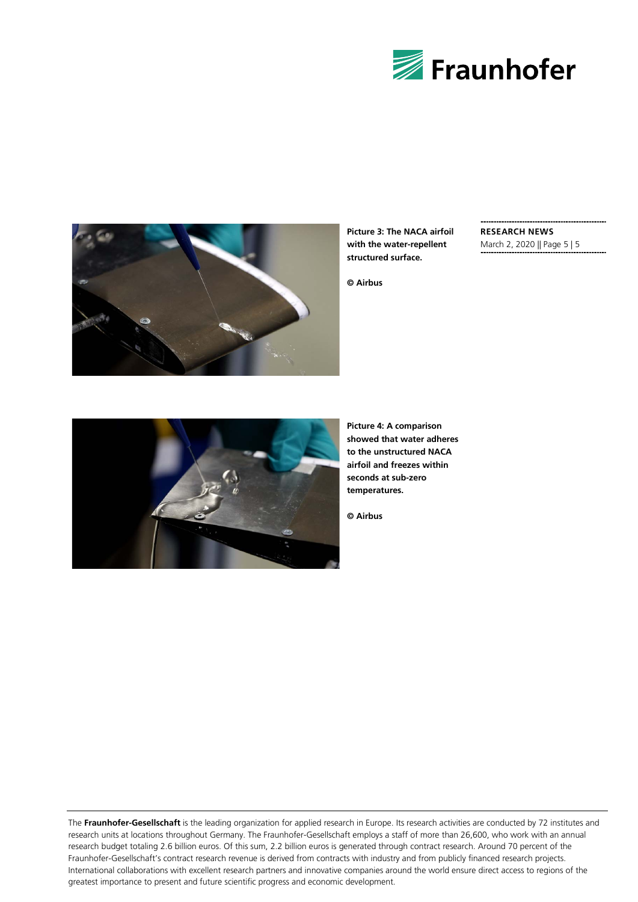**Picture 3: The NACA airfoil with the water-repellent structured surface.**

**© Airbus**

**Picture 4: A comparison showed that water adheres to the unstructured NACA airfoil and freezes within seconds at sub-zero temperatures.**

**© Airbus**

The **Fraunhofer-Gesellschaft** is the leading organization for applied research in Europe. Its research activities are conducted by 72 institutes and research units at locations throughout Germany. The Fraunhofer-Gesellschaft employs a staff of more than 26,600, who work with an annual research budget totaling 2.6 billion euros. Of this sum, 2.2 billion euros is generated through contract research. Around 70 percent of the Fraunhofer-Gesellschaft's contract research revenue is derived from contracts with industry and from publicly financed research projects. International collaborations with excellent research partners and innovative companies around the world ensure direct access to regions of the greatest importance to present and future scientific progress and economic development.